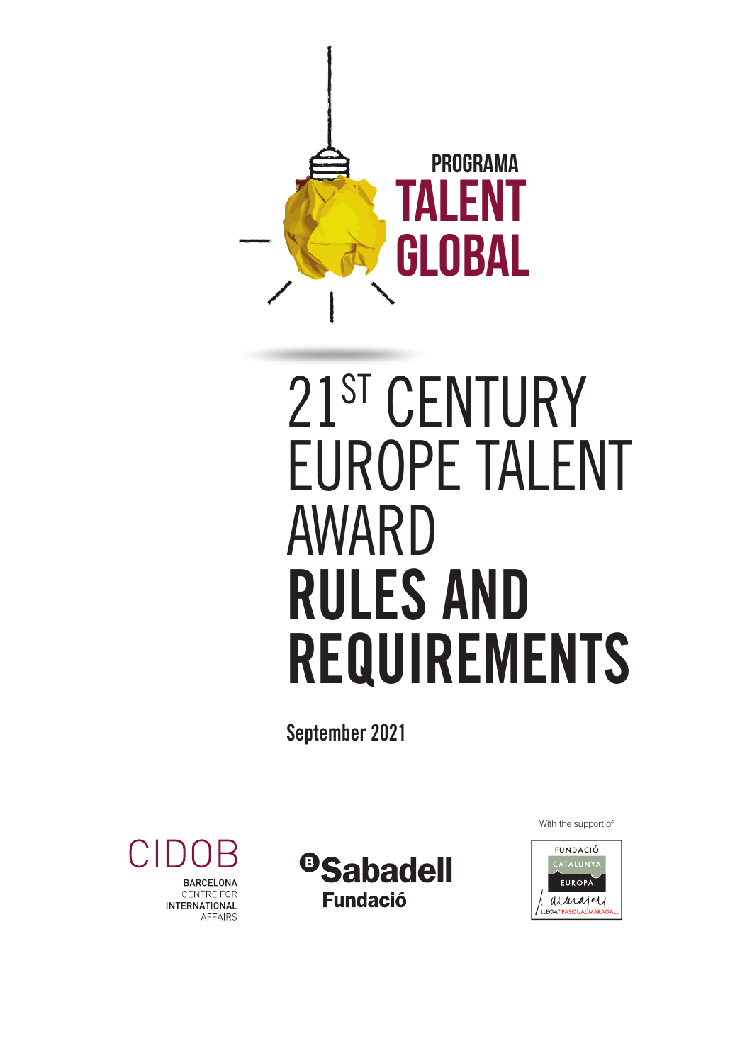PROGRAMA

**TALENT GLOBAL**

# 21ST CENTURY EUROPE TALENT AWARD

# RULES AND REQUIREMENTS

**September 2021**

CIDOB

BARCELONA CENTRE FOR INTERNATIONAL AFFAIRS

Sabadell Fundació

With the support of

FUNDACIÓ CATALUNYA EUROPA

LLEGAT PASQUAL MARAGALL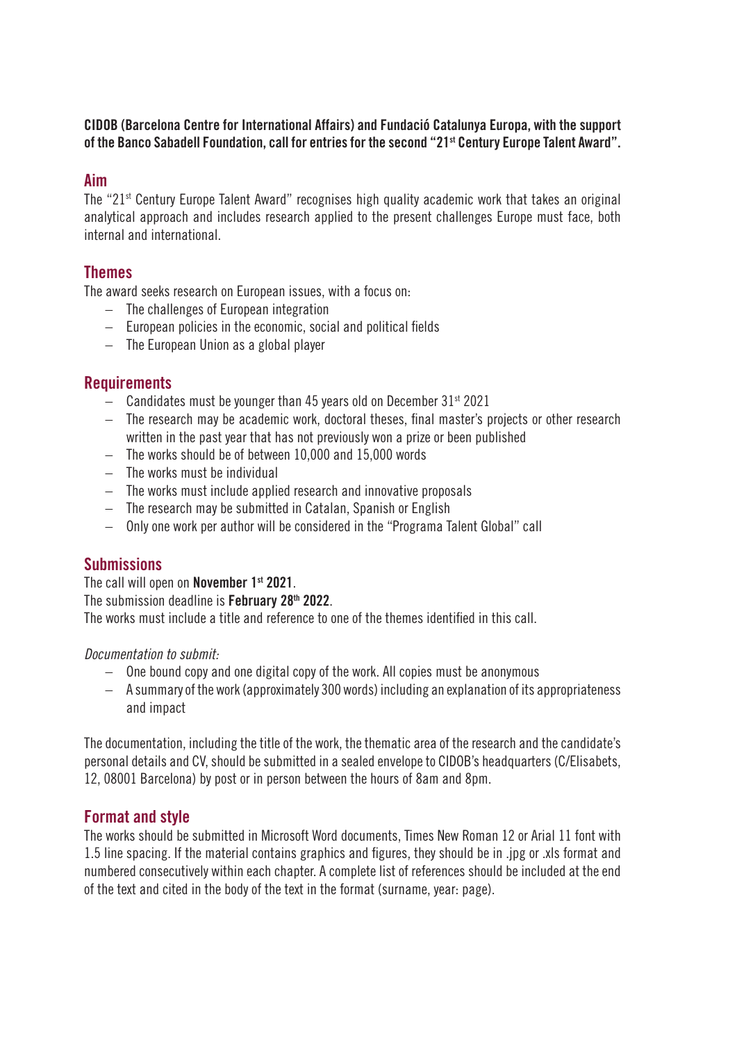**CIDOB (Barcelona Centre for International Affairs) and Fundació Catalunya Europa, with the support of the Banco Sabadell Foundation, call for entries for the second "21st Century Europe Talent Award".**

## Aim

The "21st Century Europe Talent Award" recognises high quality academic work that takes an original analytical approach and includes research applied to the present challenges Europe must face, both internal and international.

## Themes

The award seeks research on European issues, with a focus on:

- The challenges of European integration
- European policies in the economic, social and political fields
- The European Union as a global player

## Requirements

- Candidates must be younger than 45 years old on December 31st 2021
- The research may be academic work, doctoral theses, final master's projects or other research written in the past year that has not previously won a prize or been published
- The works should be of between 10,000 and 15,000 words
- The works must be individual
- The works must include applied research and innovative proposals
- The research may be submitted in Catalan, Spanish or English
- Only one work per author will be considered in the "Programa Talent Global" call

## Submissions

The call will open on **November 1st 2021**.
The submission deadline is **February 28th 2022**.
The works must include a title and reference to one of the themes identified in this call.

*Documentation to submit:*

- One bound copy and one digital copy of the work. All copies must be anonymous
- A summary of the work (approximately 300 words) including an explanation of its appropriateness and impact

The documentation, including the title of the work, the thematic area of the research and the candidate's personal details and CV, should be submitted in a sealed envelope to CIDOB's headquarters (C/Elisabets, 12, 08001 Barcelona) by post or in person between the hours of 8am and 8pm.

## Format and style

The works should be submitted in Microsoft Word documents, Times New Roman 12 or Arial 11 font with 1.5 line spacing. If the material contains graphics and figures, they should be in .jpg or .xls format and numbered consecutively within each chapter. A complete list of references should be included at the end of the text and cited in the body of the text in the format (surname, year: page).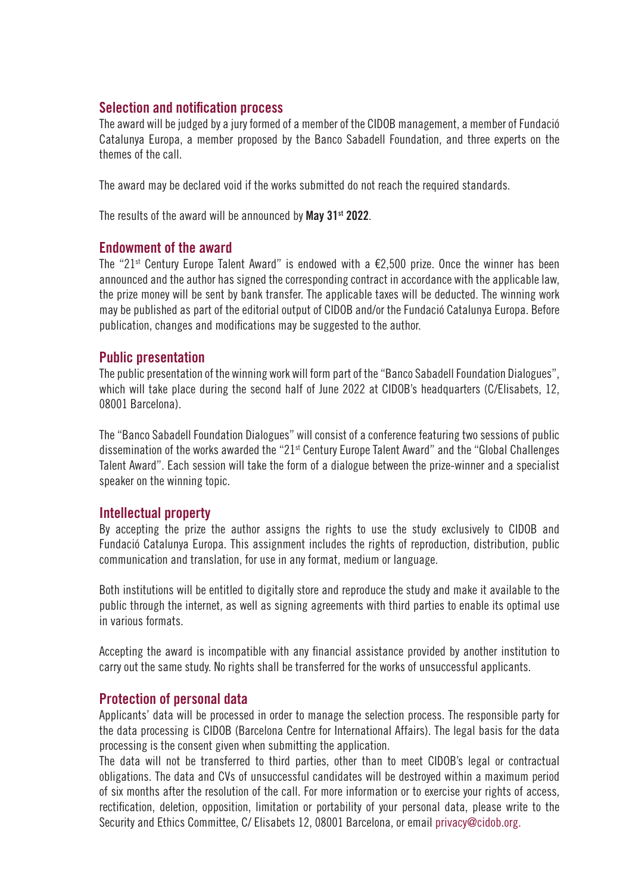## Selection and notification process

The award will be judged by a jury formed of a member of the CIDOB management, a member of Fundació Catalunya Europa, a member proposed by the Banco Sabadell Foundation, and three experts on the themes of the call.

The award may be declared void if the works submitted do not reach the required standards.

The results of the award will be announced by **May 31st 2022**.

## Endowment of the award

The "21st Century Europe Talent Award" is endowed with a €2,500 prize. Once the winner has been announced and the author has signed the corresponding contract in accordance with the applicable law, the prize money will be sent by bank transfer. The applicable taxes will be deducted. The winning work may be published as part of the editorial output of CIDOB and/or the Fundació Catalunya Europa. Before publication, changes and modifications may be suggested to the author.

## Public presentation

The public presentation of the winning work will form part of the "Banco Sabadell Foundation Dialogues", which will take place during the second half of June 2022 at CIDOB's headquarters (C/Elisabets, 12, 08001 Barcelona).

The "Banco Sabadell Foundation Dialogues" will consist of a conference featuring two sessions of public dissemination of the works awarded the "21st Century Europe Talent Award" and the "Global Challenges Talent Award". Each session will take the form of a dialogue between the prize-winner and a specialist speaker on the winning topic.

## Intellectual property

By accepting the prize the author assigns the rights to use the study exclusively to CIDOB and Fundació Catalunya Europa. This assignment includes the rights of reproduction, distribution, public communication and translation, for use in any format, medium or language.

Both institutions will be entitled to digitally store and reproduce the study and make it available to the public through the internet, as well as signing agreements with third parties to enable its optimal use in various formats.

Accepting the award is incompatible with any financial assistance provided by another institution to carry out the same study. No rights shall be transferred for the works of unsuccessful applicants.

## Protection of personal data

Applicants' data will be processed in order to manage the selection process. The responsible party for the data processing is CIDOB (Barcelona Centre for International Affairs). The legal basis for the data processing is the consent given when submitting the application.

The data will not be transferred to third parties, other than to meet CIDOB's legal or contractual obligations. The data and CVs of unsuccessful candidates will be destroyed within a maximum period of six months after the resolution of the call. For more information or to exercise your rights of access, rectification, deletion, opposition, limitation or portability of your personal data, please write to the Security and Ethics Committee, C/ Elisabets 12, 08001 Barcelona, or email privacy@cidob.org.